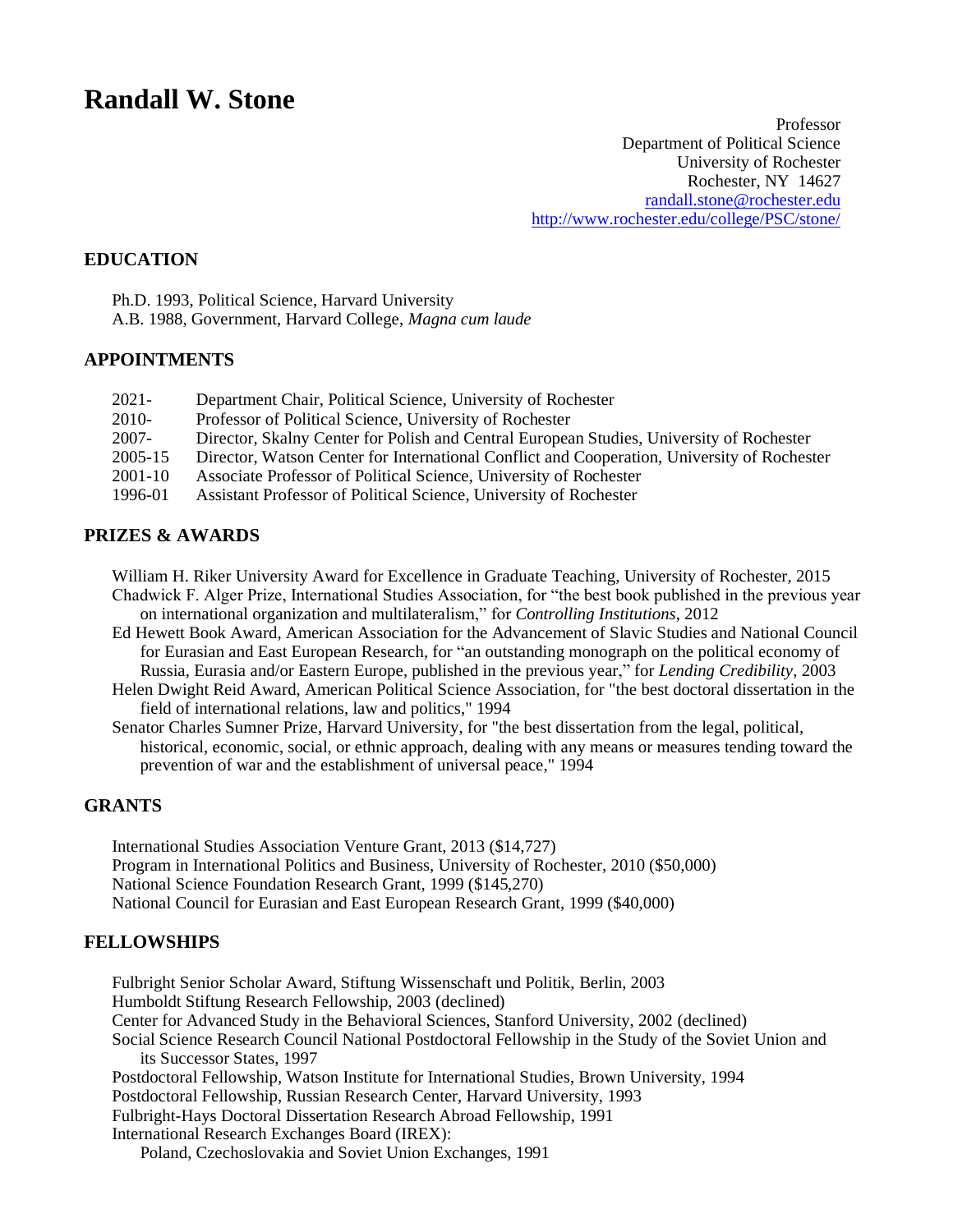# Randall W. Stone

Professor
Department of Political Science
University of Rochester
Rochester, NY 14627
[randall.stone@rochester.edu](mailto:randall.stone@rochester.edu)
[http://www.rochester.edu/college/PSC/stone/](http://www.rochester.edu/college/PSC/stone/)

## EDUCATION

Ph.D. 1993, Political Science, Harvard University
A.B. 1988, Government, Harvard College, *Magna cum laude*

## APPOINTMENTS

| | |
|---|---|
| 2021- | Department Chair, Political Science, University of Rochester |
| 2010- | Professor of Political Science, University of Rochester |
| 2007- | Director, Skalny Center for Polish and Central European Studies, University of Rochester |
| 2005-15 | Director, Watson Center for International Conflict and Cooperation, University of Rochester |
| 2001-10 | Associate Professor of Political Science, University of Rochester |
| 1996-01 | Assistant Professor of Political Science, University of Rochester |

## PRIZES & AWARDS

William H. Riker University Award for Excellence in Graduate Teaching, University of Rochester, 2015

Chadwick F. Alger Prize, International Studies Association, for "the best book published in the previous year on international organization and multilateralism," for *Controlling Institutions*, 2012

Ed Hewett Book Award, American Association for the Advancement of Slavic Studies and National Council for Eurasian and East European Research, for "an outstanding monograph on the political economy of Russia, Eurasia and/or Eastern Europe, published in the previous year," for *Lending Credibility*, 2003

Helen Dwight Reid Award, American Political Science Association, for "the best doctoral dissertation in the field of international relations, law and politics," 1994

Senator Charles Sumner Prize, Harvard University, for "the best dissertation from the legal, political, historical, economic, social, or ethnic approach, dealing with any means or measures tending toward the prevention of war and the establishment of universal peace," 1994

## GRANTS

International Studies Association Venture Grant, 2013 ($14,727)
Program in International Politics and Business, University of Rochester, 2010 ($50,000)
National Science Foundation Research Grant, 1999 ($145,270)
National Council for Eurasian and East European Research Grant, 1999 ($40,000)

## FELLOWSHIPS

Fulbright Senior Scholar Award, Stiftung Wissenschaft und Politik, Berlin, 2003
Humboldt Stiftung Research Fellowship, 2003 (declined)
Center for Advanced Study in the Behavioral Sciences, Stanford University, 2002 (declined)
Social Science Research Council National Postdoctoral Fellowship in the Study of the Soviet Union and its Successor States, 1997
Postdoctoral Fellowship, Watson Institute for International Studies, Brown University, 1994
Postdoctoral Fellowship, Russian Research Center, Harvard University, 1993
Fulbright-Hays Doctoral Dissertation Research Abroad Fellowship, 1991
International Research Exchanges Board (IREX):
Poland, Czechoslovakia and Soviet Union Exchanges, 1991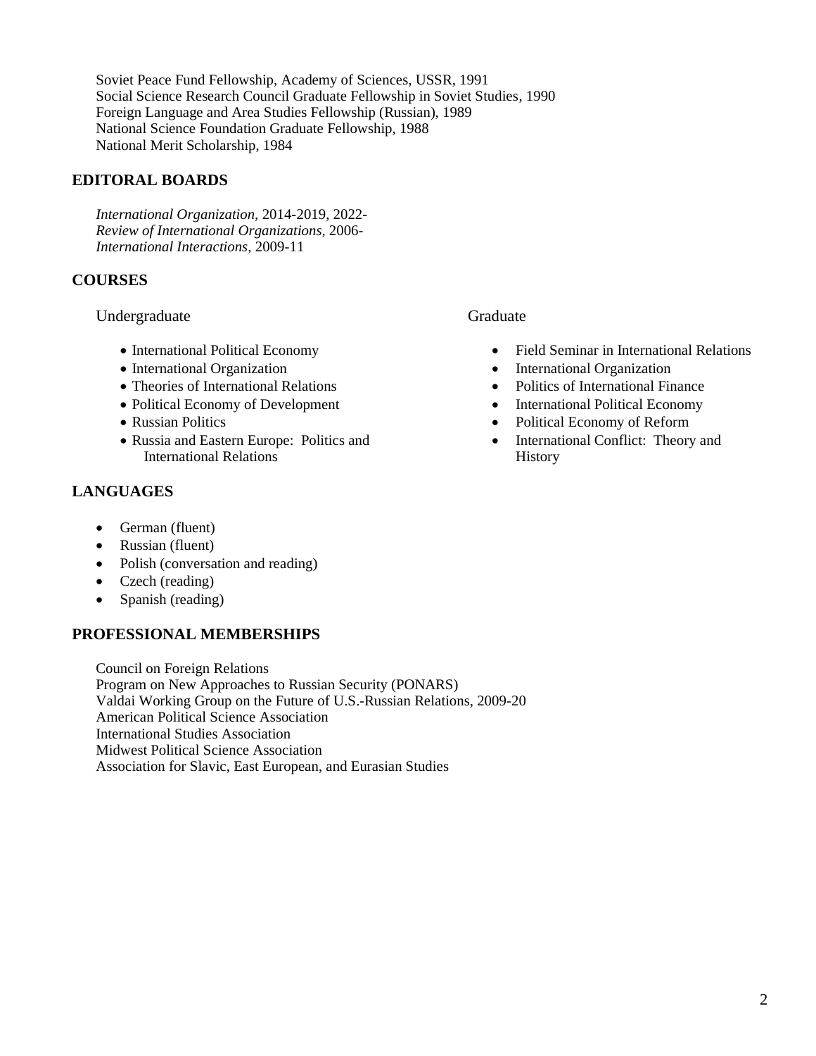Soviet Peace Fund Fellowship, Academy of Sciences, USSR, 1991
Social Science Research Council Graduate Fellowship in Soviet Studies, 1990
Foreign Language and Area Studies Fellowship (Russian), 1989
National Science Foundation Graduate Fellowship, 1988
National Merit Scholarship, 1984

## EDITORAL BOARDS

*International Organization,* 2014-2019, 2022-
*Review of International Organizations*, 2006-
*International Interactions,* 2009-11

## COURSES

Undergraduate

- International Political Economy
- International Organization
- Theories of International Relations
- Political Economy of Development
- Russian Politics
- Russia and Eastern Europe: Politics and International Relations

Graduate

- Field Seminar in International Relations
- International Organization
- Politics of International Finance
- International Political Economy
- Political Economy of Reform
- International Conflict: Theory and History

## LANGUAGES

- German (fluent)
- Russian (fluent)
- Polish (conversation and reading)
- Czech (reading)
- Spanish (reading)

## PROFESSIONAL MEMBERSHIPS

Council on Foreign Relations
Program on New Approaches to Russian Security (PONARS)
Valdai Working Group on the Future of U.S.-Russian Relations, 2009-20
American Political Science Association
International Studies Association
Midwest Political Science Association
Association for Slavic, East European, and Eurasian Studies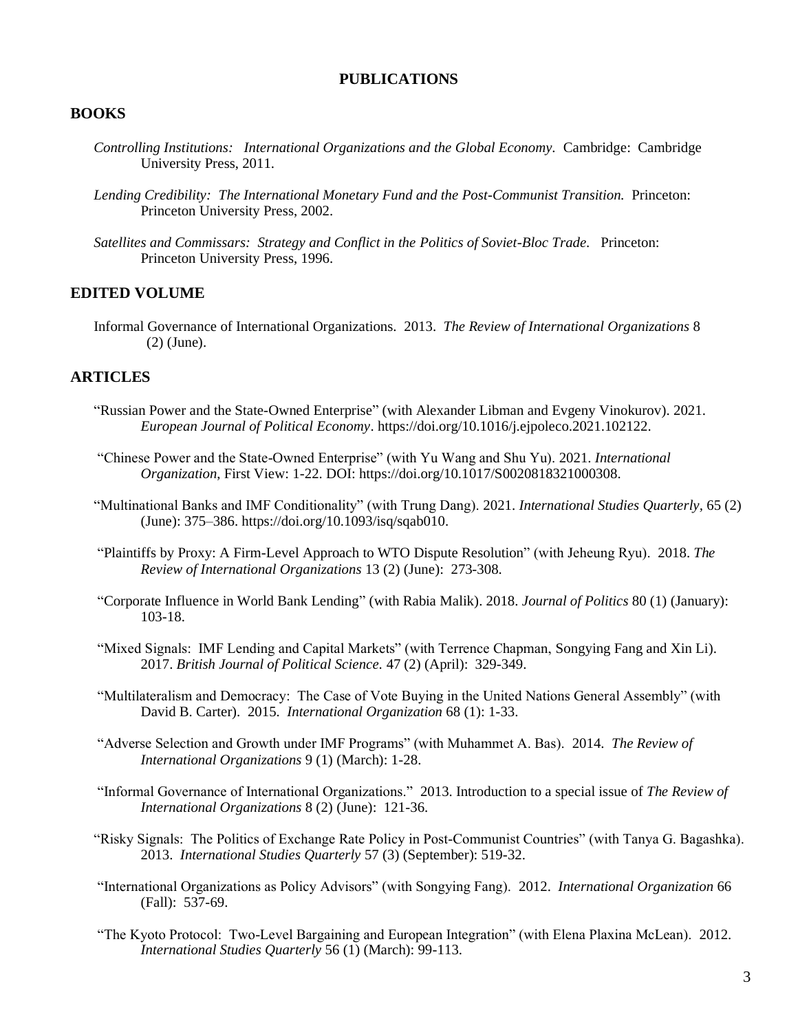# PUBLICATIONS

## BOOKS

*Controlling Institutions: International Organizations and the Global Economy.* Cambridge: Cambridge University Press, 2011.

*Lending Credibility: The International Monetary Fund and the Post-Communist Transition.* Princeton: Princeton University Press, 2002.

*Satellites and Commissars: Strategy and Conflict in the Politics of Soviet-Bloc Trade.* Princeton: Princeton University Press, 1996.

## EDITED VOLUME

Informal Governance of International Organizations. 2013. *The Review of International Organizations* 8 (2) (June).

## ARTICLES

"Russian Power and the State-Owned Enterprise" (with Alexander Libman and Evgeny Vinokurov). 2021. *European Journal of Political Economy*. https://doi.org/10.1016/j.ejpoleco.2021.102122.

"Chinese Power and the State-Owned Enterprise" (with Yu Wang and Shu Yu). 2021. *International Organization*, First View: 1-22. DOI: https://doi.org/10.1017/S0020818321000308.

"Multinational Banks and IMF Conditionality" (with Trung Dang). 2021. *International Studies Quarterly*, 65 (2) (June): 375–386. https://doi.org/10.1093/isq/sqab010.

"Plaintiffs by Proxy: A Firm-Level Approach to WTO Dispute Resolution" (with Jeheung Ryu). 2018. *The Review of International Organizations* 13 (2) (June): 273-308.

"Corporate Influence in World Bank Lending" (with Rabia Malik). 2018. *Journal of Politics* 80 (1) (January): 103-18.

"Mixed Signals: IMF Lending and Capital Markets" (with Terrence Chapman, Songying Fang and Xin Li). 2017. *British Journal of Political Science.* 47 (2) (April): 329-349.

"Multilateralism and Democracy: The Case of Vote Buying in the United Nations General Assembly" (with David B. Carter). 2015. *International Organization* 68 (1): 1-33.

"Adverse Selection and Growth under IMF Programs" (with Muhammet A. Bas). 2014. *The Review of International Organizations* 9 (1) (March): 1-28.

"Informal Governance of International Organizations." 2013. Introduction to a special issue of *The Review of International Organizations* 8 (2) (June): 121-36.

"Risky Signals: The Politics of Exchange Rate Policy in Post-Communist Countries" (with Tanya G. Bagashka). 2013. *International Studies Quarterly* 57 (3) (September): 519-32.

"International Organizations as Policy Advisors" (with Songying Fang). 2012. *International Organization* 66 (Fall): 537-69.

"The Kyoto Protocol: Two-Level Bargaining and European Integration" (with Elena Plaxina McLean). 2012. *International Studies Quarterly* 56 (1) (March): 99-113.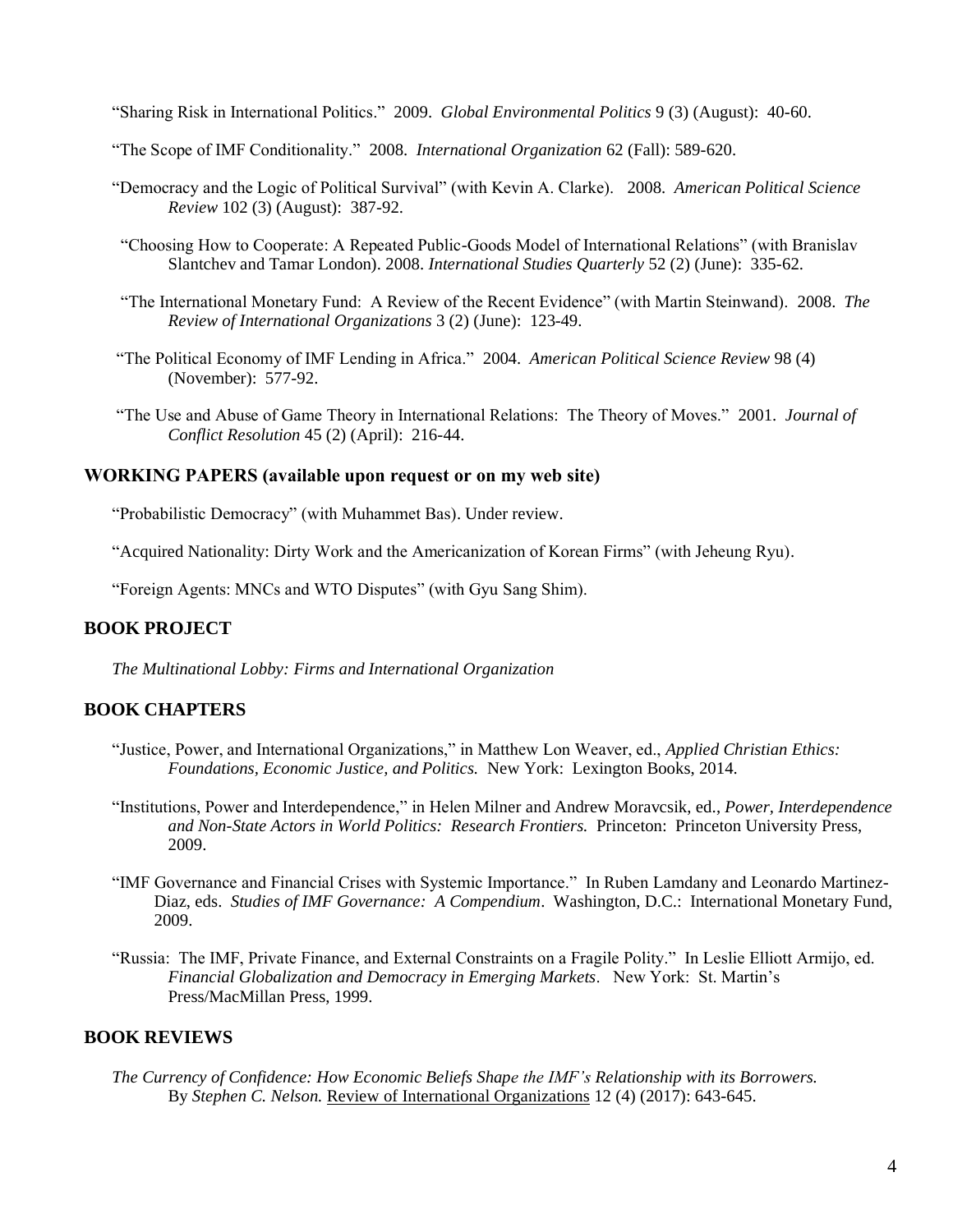"Sharing Risk in International Politics." 2009. *Global Environmental Politics* 9 (3) (August): 40-60.

"The Scope of IMF Conditionality." 2008. *International Organization* 62 (Fall): 589-620.

"Democracy and the Logic of Political Survival" (with Kevin A. Clarke). 2008. *American Political Science Review* 102 (3) (August): 387-92.

"Choosing How to Cooperate: A Repeated Public-Goods Model of International Relations" (with Branislav Slantchev and Tamar London). 2008. *International Studies Quarterly* 52 (2) (June): 335-62.

"The International Monetary Fund: A Review of the Recent Evidence" (with Martin Steinwand). 2008. *The Review of International Organizations* 3 (2) (June): 123-49.

"The Political Economy of IMF Lending in Africa." 2004. *American Political Science Review* 98 (4) (November): 577-92.

"The Use and Abuse of Game Theory in International Relations: The Theory of Moves." 2001. *Journal of Conflict Resolution* 45 (2) (April): 216-44.

## WORKING PAPERS (available upon request or on my web site)

"Probabilistic Democracy" (with Muhammet Bas). Under review.

"Acquired Nationality: Dirty Work and the Americanization of Korean Firms" (with Jeheung Ryu).

"Foreign Agents: MNCs and WTO Disputes" (with Gyu Sang Shim).

## BOOK PROJECT

*The Multinational Lobby: Firms and International Organization*

## BOOK CHAPTERS

"Justice, Power, and International Organizations," in Matthew Lon Weaver, ed., *Applied Christian Ethics: Foundations, Economic Justice, and Politics.* New York: Lexington Books, 2014.

"Institutions, Power and Interdependence," in Helen Milner and Andrew Moravcsik, ed., *Power, Interdependence and Non-State Actors in World Politics: Research Frontiers.* Princeton: Princeton University Press, 2009.

"IMF Governance and Financial Crises with Systemic Importance." In Ruben Lamdany and Leonardo Martinez-Diaz, eds. *Studies of IMF Governance: A Compendium*. Washington, D.C.: International Monetary Fund, 2009.

"Russia: The IMF, Private Finance, and External Constraints on a Fragile Polity." In Leslie Elliott Armijo, ed. *Financial Globalization and Democracy in Emerging Markets*. New York: St. Martin's Press/MacMillan Press, 1999.

## BOOK REVIEWS

*The Currency of Confidence: How Economic Beliefs Shape the IMF's Relationship with its Borrowers.* By *Stephen C. Nelson.* Review of International Organizations 12 (4) (2017): 643-645.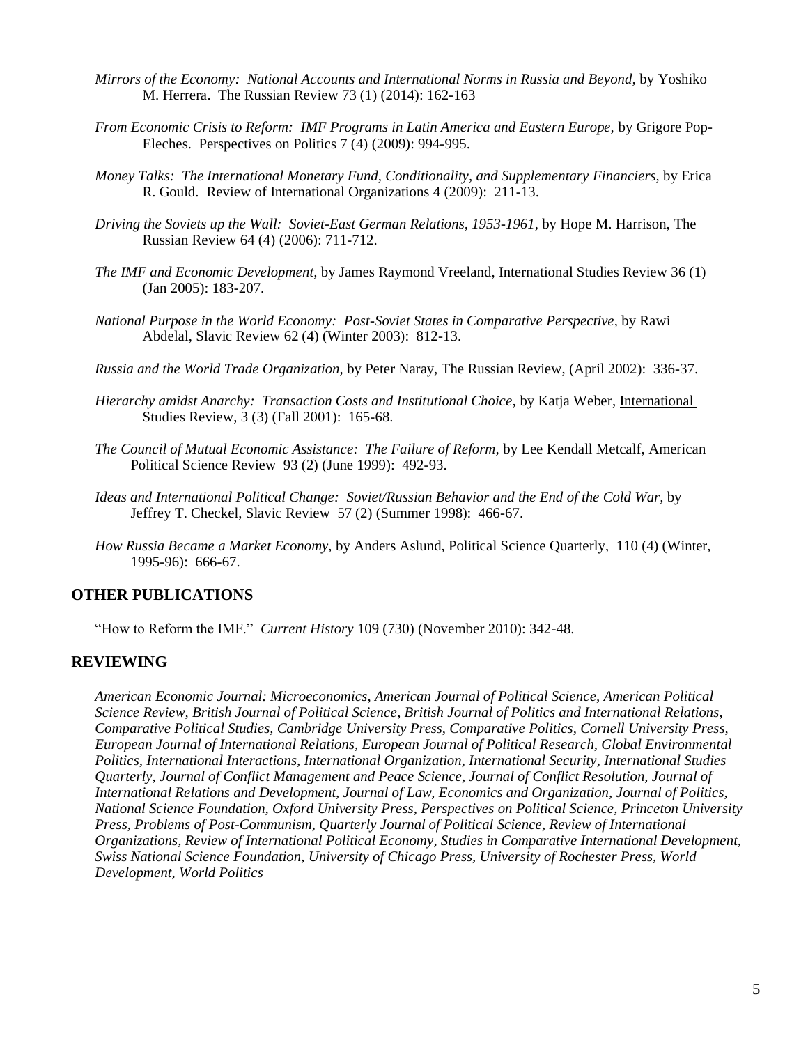*Mirrors of the Economy: National Accounts and International Norms in Russia and Beyond,* by Yoshiko M. Herrera. The Russian Review 73 (1) (2014): 162-163

*From Economic Crisis to Reform: IMF Programs in Latin America and Eastern Europe,* by Grigore Pop-Eleches. Perspectives on Politics 7 (4) (2009): 994-995.

*Money Talks: The International Monetary Fund, Conditionality, and Supplementary Financiers,* by Erica R. Gould. Review of International Organizations 4 (2009): 211-13.

*Driving the Soviets up the Wall: Soviet-East German Relations, 1953-1961,* by Hope M. Harrison, The Russian Review 64 (4) (2006): 711-712.

*The IMF and Economic Development,* by James Raymond Vreeland, International Studies Review 36 (1) (Jan 2005): 183-207.

*National Purpose in the World Economy: Post-Soviet States in Comparative Perspective,* by Rawi Abdelal, Slavic Review 62 (4) (Winter 2003): 812-13.

*Russia and the World Trade Organization,* by Peter Naray, The Russian Review, (April 2002): 336-37.

*Hierarchy amidst Anarchy: Transaction Costs and Institutional Choice,* by Katja Weber, International Studies Review, 3 (3) (Fall 2001): 165-68.

*The Council of Mutual Economic Assistance: The Failure of Reform,* by Lee Kendall Metcalf, American Political Science Review 93 (2) (June 1999): 492-93.

*Ideas and International Political Change: Soviet/Russian Behavior and the End of the Cold War,* by Jeffrey T. Checkel, Slavic Review 57 (2) (Summer 1998): 466-67.

*How Russia Became a Market Economy,* by Anders Aslund, Political Science Quarterly, 110 (4) (Winter, 1995-96): 666-67.

## OTHER PUBLICATIONS

"How to Reform the IMF." *Current History* 109 (730) (November 2010): 342-48.

## REVIEWING

*American Economic Journal: Microeconomics, American Journal of Political Science, American Political Science Review, British Journal of Political Science, British Journal of Politics and International Relations, Comparative Political Studies, Cambridge University Press, Comparative Politics, Cornell University Press, European Journal of International Relations, European Journal of Political Research, Global Environmental Politics, International Interactions, International Organization, International Security, International Studies Quarterly, Journal of Conflict Management and Peace Science, Journal of Conflict Resolution, Journal of International Relations and Development, Journal of Law, Economics and Organization, Journal of Politics, National Science Foundation, Oxford University Press, Perspectives on Political Science, Princeton University Press, Problems of Post-Communism, Quarterly Journal of Political Science, Review of International Organizations, Review of International Political Economy, Studies in Comparative International Development, Swiss National Science Foundation, University of Chicago Press, University of Rochester Press, World Development, World Politics*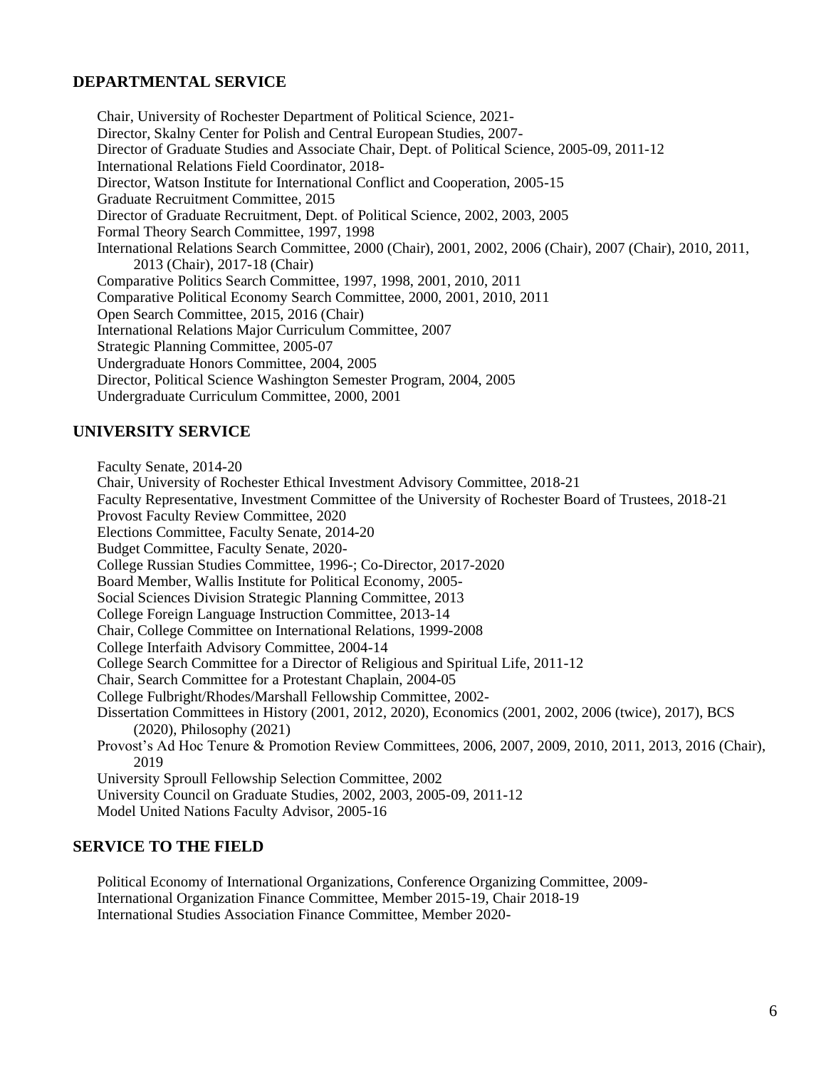## DEPARTMENTAL SERVICE

Chair, University of Rochester Department of Political Science, 2021-
Director, Skalny Center for Polish and Central European Studies, 2007-
Director of Graduate Studies and Associate Chair, Dept. of Political Science, 2005-09, 2011-12
International Relations Field Coordinator, 2018-
Director, Watson Institute for International Conflict and Cooperation, 2005-15
Graduate Recruitment Committee, 2015
Director of Graduate Recruitment, Dept. of Political Science, 2002, 2003, 2005
Formal Theory Search Committee, 1997, 1998
International Relations Search Committee, 2000 (Chair), 2001, 2002, 2006 (Chair), 2007 (Chair), 2010, 2011, 2013 (Chair), 2017-18 (Chair)
Comparative Politics Search Committee, 1997, 1998, 2001, 2010, 2011
Comparative Political Economy Search Committee, 2000, 2001, 2010, 2011
Open Search Committee, 2015, 2016 (Chair)
International Relations Major Curriculum Committee, 2007
Strategic Planning Committee, 2005-07
Undergraduate Honors Committee, 2004, 2005
Director, Political Science Washington Semester Program, 2004, 2005
Undergraduate Curriculum Committee, 2000, 2001

## UNIVERSITY SERVICE

Faculty Senate, 2014-20
Chair, University of Rochester Ethical Investment Advisory Committee, 2018-21
Faculty Representative, Investment Committee of the University of Rochester Board of Trustees, 2018-21
Provost Faculty Review Committee, 2020
Elections Committee, Faculty Senate, 2014-20
Budget Committee, Faculty Senate, 2020-
College Russian Studies Committee, 1996-; Co-Director, 2017-2020
Board Member, Wallis Institute for Political Economy, 2005-
Social Sciences Division Strategic Planning Committee, 2013
College Foreign Language Instruction Committee, 2013-14
Chair, College Committee on International Relations, 1999-2008
College Interfaith Advisory Committee, 2004-14
College Search Committee for a Director of Religious and Spiritual Life, 2011-12
Chair, Search Committee for a Protestant Chaplain, 2004-05
College Fulbright/Rhodes/Marshall Fellowship Committee, 2002-
Dissertation Committees in History (2001, 2012, 2020), Economics (2001, 2002, 2006 (twice), 2017), BCS (2020), Philosophy (2021)
Provost's Ad Hoc Tenure & Promotion Review Committees, 2006, 2007, 2009, 2010, 2011, 2013, 2016 (Chair), 2019
University Sproull Fellowship Selection Committee, 2002
University Council on Graduate Studies, 2002, 2003, 2005-09, 2011-12
Model United Nations Faculty Advisor, 2005-16

## SERVICE TO THE FIELD

Political Economy of International Organizations, Conference Organizing Committee, 2009-
International Organization Finance Committee, Member 2015-19, Chair 2018-19
International Studies Association Finance Committee, Member 2020-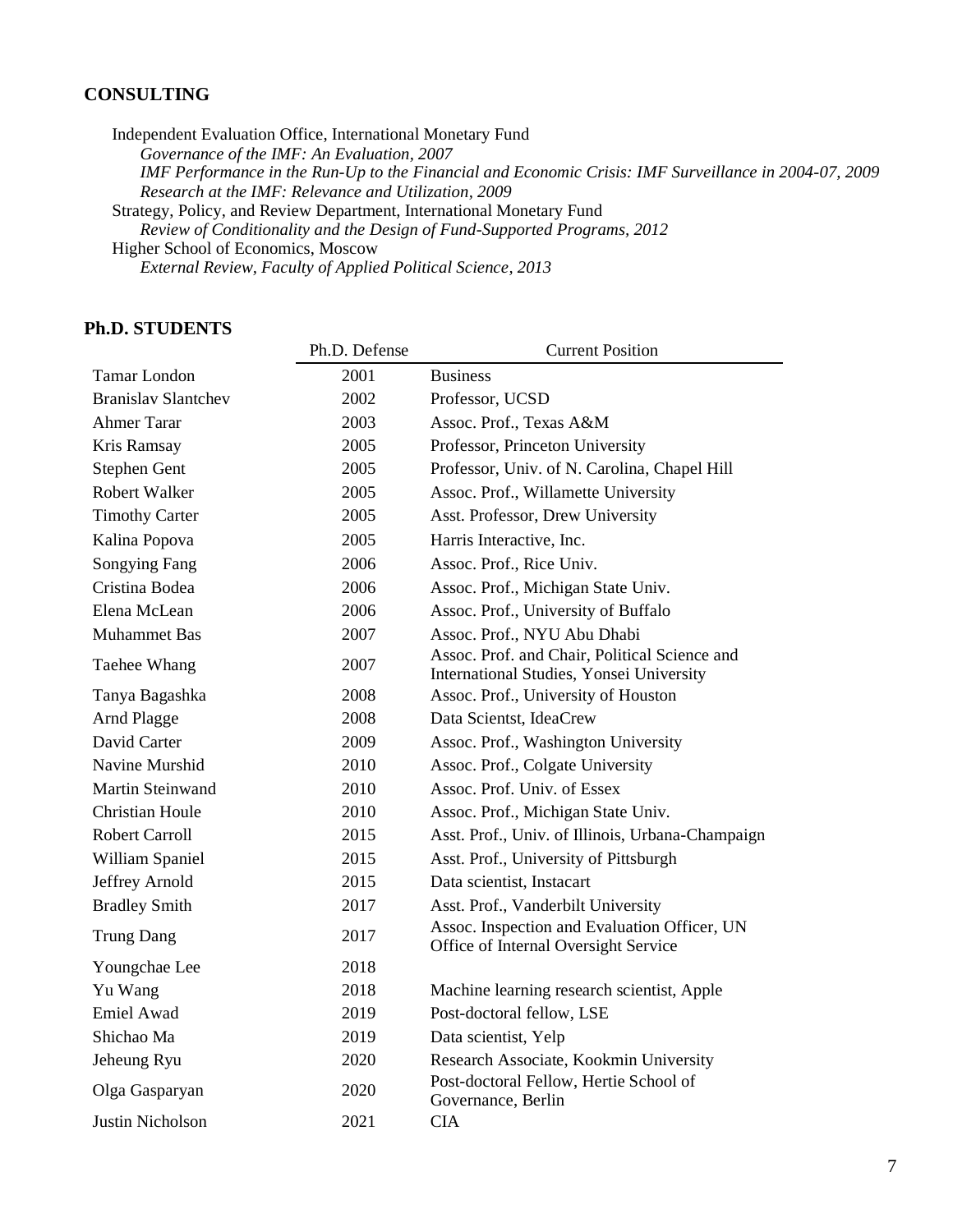## CONSULTING

Independent Evaluation Office, International Monetary Fund
*Governance of the IMF: An Evaluation, 2007*
*IMF Performance in the Run-Up to the Financial and Economic Crisis: IMF Surveillance in 2004-07, 2009*
*Research at the IMF: Relevance and Utilization, 2009*
Strategy, Policy, and Review Department, International Monetary Fund
*Review of Conditionality and the Design of Fund-Supported Programs, 2012*
Higher School of Economics, Moscow
*External Review, Faculty of Applied Political Science, 2013*

## Ph.D. STUDENTS

| | Ph.D. Defense | Current Position |
|---|---|---|
| Tamar London | 2001 | Business |
| Branislav Slantchev | 2002 | Professor, UCSD |
| Ahmer Tarar | 2003 | Assoc. Prof., Texas A&M |
| Kris Ramsay | 2005 | Professor, Princeton University |
| Stephen Gent | 2005 | Professor, Univ. of N. Carolina, Chapel Hill |
| Robert Walker | 2005 | Assoc. Prof., Willamette University |
| Timothy Carter | 2005 | Asst. Professor, Drew University |
| Kalina Popova | 2005 | Harris Interactive, Inc. |
| Songying Fang | 2006 | Assoc. Prof., Rice Univ. |
| Cristina Bodea | 2006 | Assoc. Prof., Michigan State Univ. |
| Elena McLean | 2006 | Assoc. Prof., University of Buffalo |
| Muhammet Bas | 2007 | Assoc. Prof., NYU Abu Dhabi |
| Taehee Whang | 2007 | Assoc. Prof. and Chair, Political Science and International Studies, Yonsei University |
| Tanya Bagashka | 2008 | Assoc. Prof., University of Houston |
| Arnd Plagge | 2008 | Data Scientst, IdeaCrew |
| David Carter | 2009 | Assoc. Prof., Washington University |
| Navine Murshid | 2010 | Assoc. Prof., Colgate University |
| Martin Steinwand | 2010 | Assoc. Prof. Univ. of Essex |
| Christian Houle | 2010 | Assoc. Prof., Michigan State Univ. |
| Robert Carroll | 2015 | Asst. Prof., Univ. of Illinois, Urbana-Champaign |
| William Spaniel | 2015 | Asst. Prof., University of Pittsburgh |
| Jeffrey Arnold | 2015 | Data scientist, Instacart |
| Bradley Smith | 2017 | Asst. Prof., Vanderbilt University |
| Trung Dang | 2017 | Assoc. Inspection and Evaluation Officer, UN Office of Internal Oversight Service |
| Youngchae Lee | 2018 | |
| Yu Wang | 2018 | Machine learning research scientist, Apple |
| Emiel Awad | 2019 | Post-doctoral fellow, LSE |
| Shichao Ma | 2019 | Data scientist, Yelp |
| Jeheung Ryu | 2020 | Research Associate, Kookmin University |
| Olga Gasparyan | 2020 | Post-doctoral Fellow, Hertie School of Governance, Berlin |
| Justin Nicholson | 2021 | CIA |